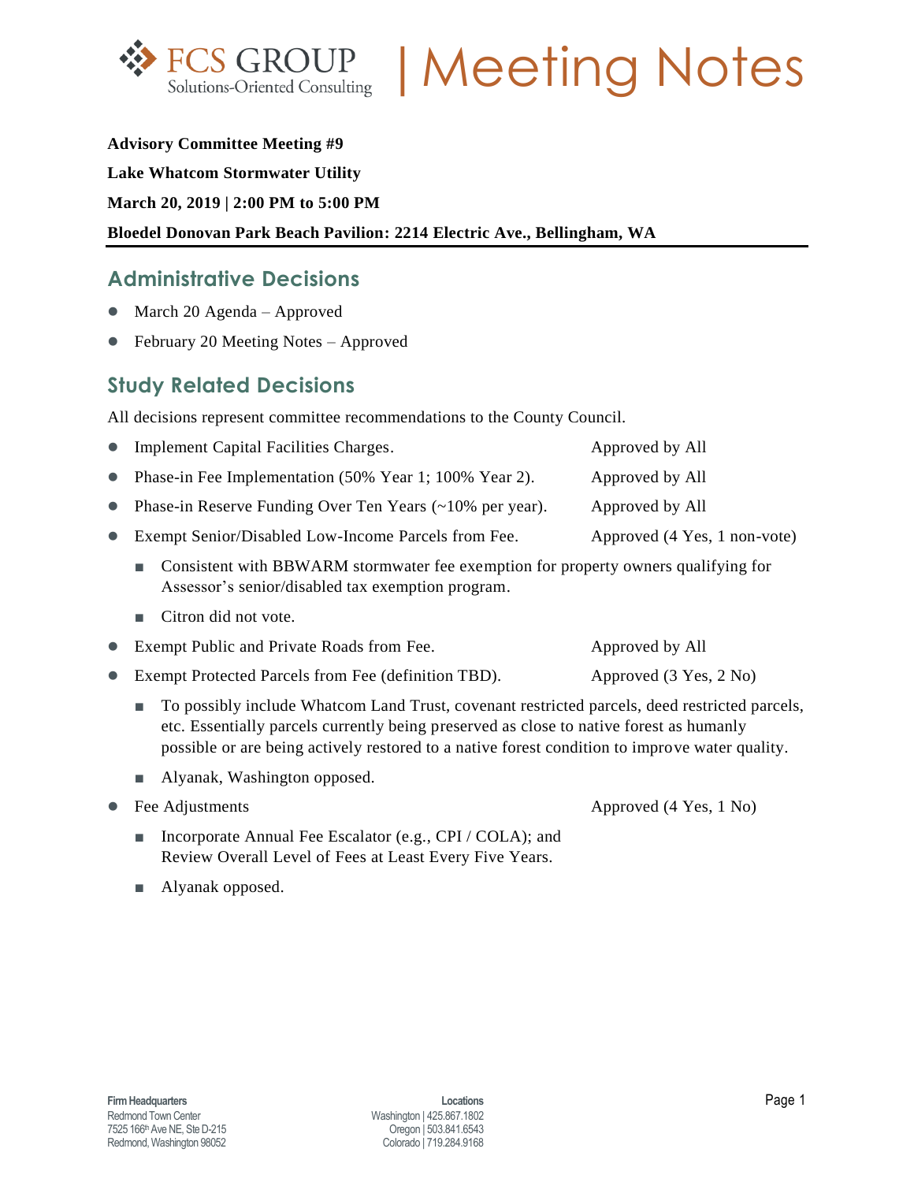# FCS GROUP | Meeting Notes

Solutions-Oriented Consulting

**Advisory Committee Meeting #9**

**Lake Whatcom Stormwater Utility**

**March 20, 2019 | 2:00 PM to 5:00 PM**

**Bloedel Donovan Park Beach Pavilion: 2214 Electric Ave., Bellingham, WA**

## Administrative Decisions

- March 20 Agenda – Approved
- February 20 Meeting Notes – Approved

## Study Related Decisions

All decisions represent committee recommendations to the County Council.

- Implement Capital Facilities Charges. — Approved by All
- Phase-in Fee Implementation (50% Year 1; 100% Year 2). — Approved by All
- Phase-in Reserve Funding Over Ten Years (~10% per year). — Approved by All
- Exempt Senior/Disabled Low-Income Parcels from Fee. — Approved (4 Yes, 1 non-vote)
  - Consistent with BBWARM stormwater fee exemption for property owners qualifying for Assessor's senior/disabled tax exemption program.
  - Citron did not vote.
- Exempt Public and Private Roads from Fee. — Approved by All
- Exempt Protected Parcels from Fee (definition TBD). — Approved (3 Yes, 2 No)
  - To possibly include Whatcom Land Trust, covenant restricted parcels, deed restricted parcels, etc. Essentially parcels currently being preserved as close to native forest as humanly possible or are being actively restored to a native forest condition to improve water quality.
  - Alyanak, Washington opposed.
- Fee Adjustments — Approved (4 Yes, 1 No)
  - Incorporate Annual Fee Escalator (e.g., CPI / COLA); and Review Overall Level of Fees at Least Every Five Years.
  - Alyanak opposed.

**Firm Headquarters**
Redmond Town Center
7525 166th Ave NE, Ste D-215
Redmond, Washington 98052

**Locations**
Washington | 425.867.1802
Oregon | 503.841.6543
Colorado | 719.284.9168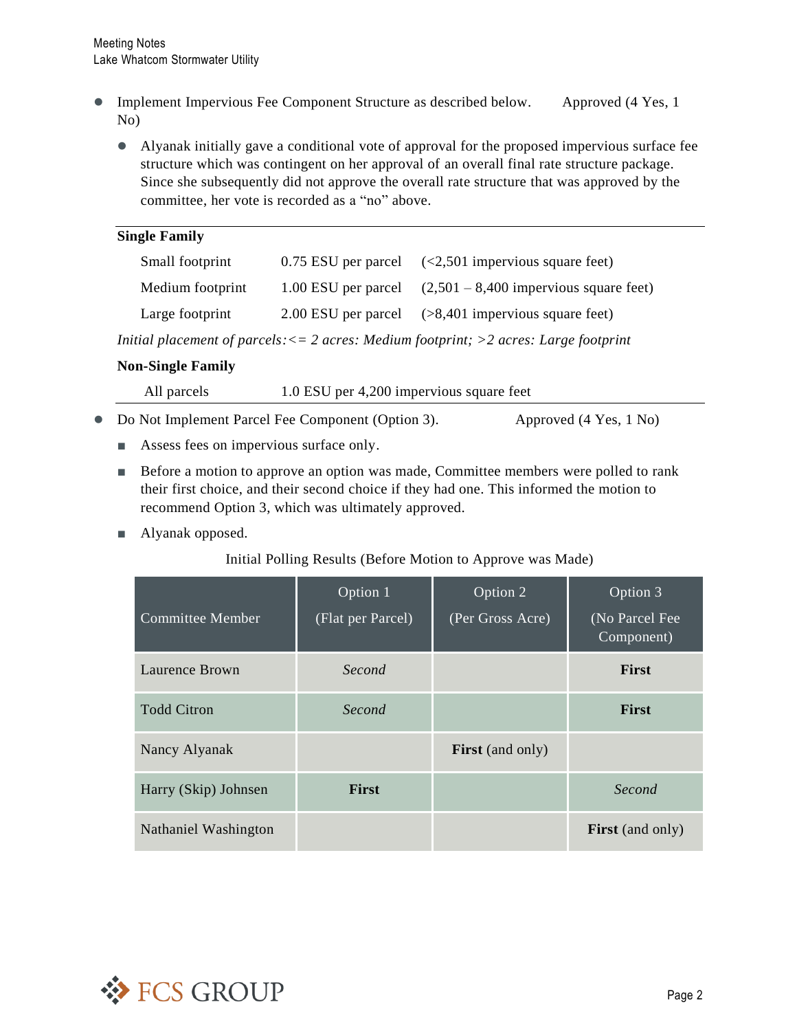- Implement Impervious Fee Component Structure as described below. Approved (4 Yes, 1 No)
  - Alyanak initially gave a conditional vote of approval for the proposed impervious surface fee structure which was contingent on her approval of an overall final rate structure package. Since she subsequently did not approve the overall rate structure that was approved by the committee, her vote is recorded as a "no" above.

**Single Family**

| | | |
|---|---|---|
| Small footprint | 0.75 ESU per parcel | (<2,501 impervious square feet) |
| Medium footprint | 1.00 ESU per parcel | (2,501 – 8,400 impervious square feet) |
| Large footprint | 2.00 ESU per parcel | (>8,401 impervious square feet) |

*Initial placement of parcels:<= 2 acres: Medium footprint; >2 acres: Large footprint*

**Non-Single Family**

| | |
|---|---|
| All parcels | 1.0 ESU per 4,200 impervious square feet |

- Do Not Implement Parcel Fee Component (Option 3). Approved (4 Yes, 1 No)
  - Assess fees on impervious surface only.
  - Before a motion to approve an option was made, Committee members were polled to rank their first choice, and their second choice if they had one. This informed the motion to recommend Option 3, which was ultimately approved.
  - Alyanak opposed.

Initial Polling Results (Before Motion to Approve was Made)

| Committee Member | Option 1 (Flat per Parcel) | Option 2 (Per Gross Acre) | Option 3 (No Parcel Fee Component) |
|---|---|---|---|
| Laurence Brown | *Second* | | **First** |
| Todd Citron | *Second* | | **First** |
| Nancy Alyanak | | **First** (and only) | |
| Harry (Skip) Johnsen | **First** | | *Second* |
| Nathaniel Washington | | | **First** (and only) |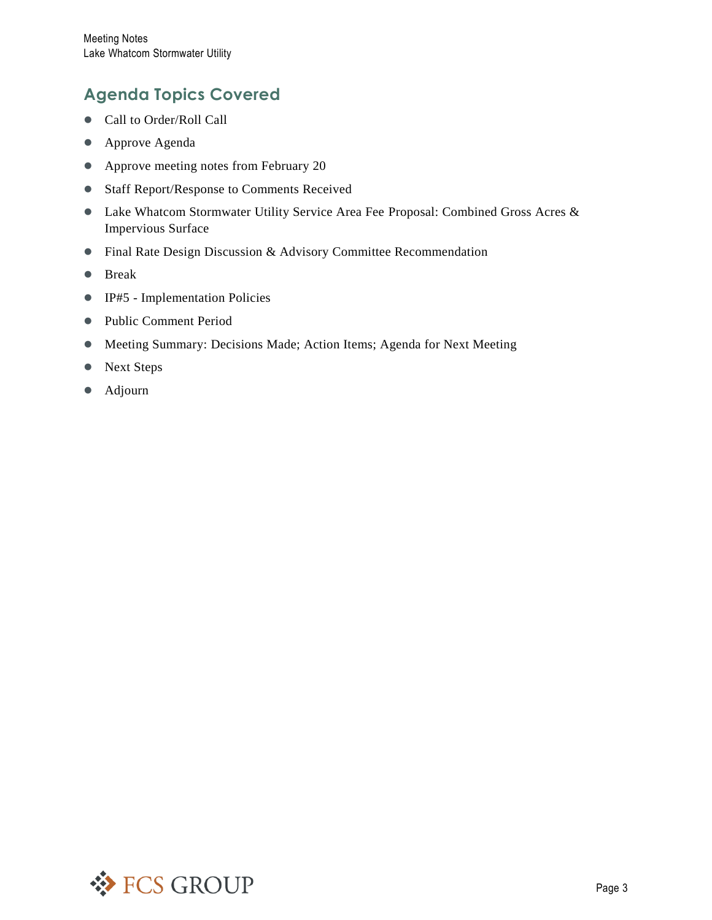## Agenda Topics Covered

- Call to Order/Roll Call
- Approve Agenda
- Approve meeting notes from February 20
- Staff Report/Response to Comments Received
- Lake Whatcom Stormwater Utility Service Area Fee Proposal: Combined Gross Acres & Impervious Surface
- Final Rate Design Discussion & Advisory Committee Recommendation
- Break
- IP#5 - Implementation Policies
- Public Comment Period
- Meeting Summary: Decisions Made; Action Items; Agenda for Next Meeting
- Next Steps
- Adjourn